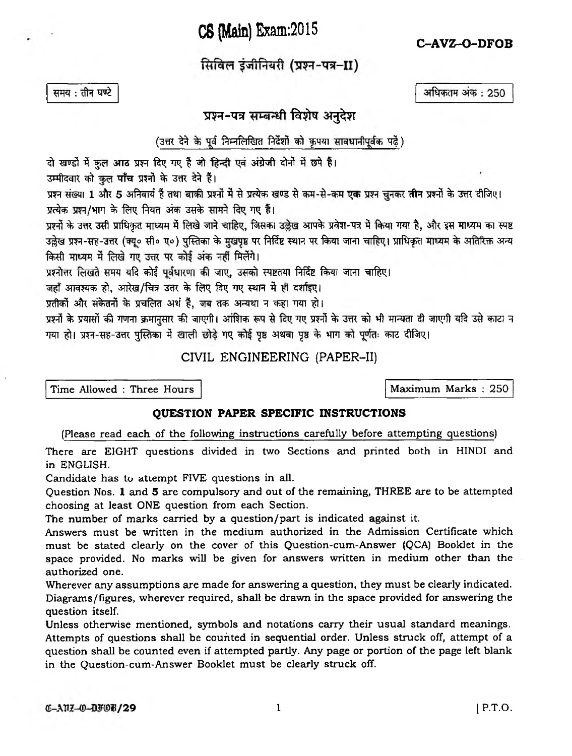# CS (Main) Exam:2015

**C–AVZ–O–DFOB**

## सिविल इंजीनियरी (प्रश्न-पत्र–II)

समय : तीन घण्टे

अधिकतम अंक : 250

### प्रश्न-पत्र सम्बन्धी विशेष अनुदेश

(उत्तर देने के पूर्व निम्नलिखित निर्देशों को कृपया सावधानीपूर्वक पढ़ें)

दो खण्डों में कुल **आठ** प्रश्न दिए गए हैं जो **हिन्दी** एवं अंग्रेजी दोनों में छपे हैं।

उम्मीदवार को कुल **पाँच** प्रश्नों के उत्तर देने हैं।

प्रश्न संख्या **1** और **5** अनिवार्य हैं तथा बाकी प्रश्नों में से प्रत्येक खण्ड से कम-से-कम **एक** प्रश्न चुनकर **तीन** प्रश्नों के उत्तर दीजिए।

प्रत्येक प्रश्न/भाग के लिए नियत अंक उसके सामने दिए गए हैं।

प्रश्नों के उत्तर उसी प्राधिकृत माध्यम में लिखे जाने चाहिए, जिसका उल्लेख आपके प्रवेश-पत्र में किया गया है, और इस माध्यम का स्पष्ट उल्लेख प्रश्न-सह-उत्तर (क्यू० सी० ए०) पुस्तिका के मुखपृष्ठ पर निर्दिष्ट स्थान पर किया जाना चाहिए। प्राधिकृत माध्यम के अतिरिक्त अन्य किसी माध्यम में लिखे गए उत्तर पर कोई अंक नहीं मिलेंगे।

प्रश्नोत्तर लिखते समय यदि कोई पूर्वधारणा की जाए, उसको स्पष्टतया निर्दिष्ट किया जाना चाहिए।

जहाँ आवश्यक हो, आरेख/चित्र उत्तर के लिए दिए गए स्थान में ही दर्शाइए।

प्रतीकों और संकेतनों के प्रचलित अर्थ हैं, जब तक अन्यथा न कहा गया हो।

प्रश्नों के प्रयासों की गणना क्रमानुसार की जाएगी। आंशिक रूप से दिए गए प्रश्नों के उत्तर को भी मान्यता दी जाएगी यदि उसे काटा न गया हो। प्रश्न-सह-उत्तर पुस्तिका में खाली छोड़े गए कोई पृष्ठ अथवा पृष्ठ के भाग को पूर्णतः काट दीजिए।

## CIVIL ENGINEERING (PAPER–II)

Time Allowed : Three Hours

Maximum Marks : 250

### QUESTION PAPER SPECIFIC INSTRUCTIONS

(Please read each of the following instructions carefully before attempting questions)

There are EIGHT questions divided in two Sections and printed both in HINDI and in ENGLISH.

Candidate has to attempt FIVE questions in all.

Question Nos. **1** and **5** are compulsory and out of the remaining, THREE are to be attempted choosing at least ONE question from each Section.

The number of marks carried by a question/part is indicated against it.

Answers must be written in the medium authorized in the Admission Certificate which must be stated clearly on the cover of this Question-cum-Answer (QCA) Booklet in the space provided. No marks will be given for answers written in medium other than the authorized one.

Wherever any assumptions are made for answering a question, they must be clearly indicated.

Diagrams/figures, wherever required, shall be drawn in the space provided for answering the question itself.

Unless otherwise mentioned, symbols and notations carry their usual standard meanings.

Attempts of questions shall be counted in sequential order. Unless struck off, attempt of a question shall be counted even if attempted partly. Any page or portion of the page left blank in the Question-cum-Answer Booklet must be clearly struck off.

C–AVZ–O–DFOB/29

[ P.T.O.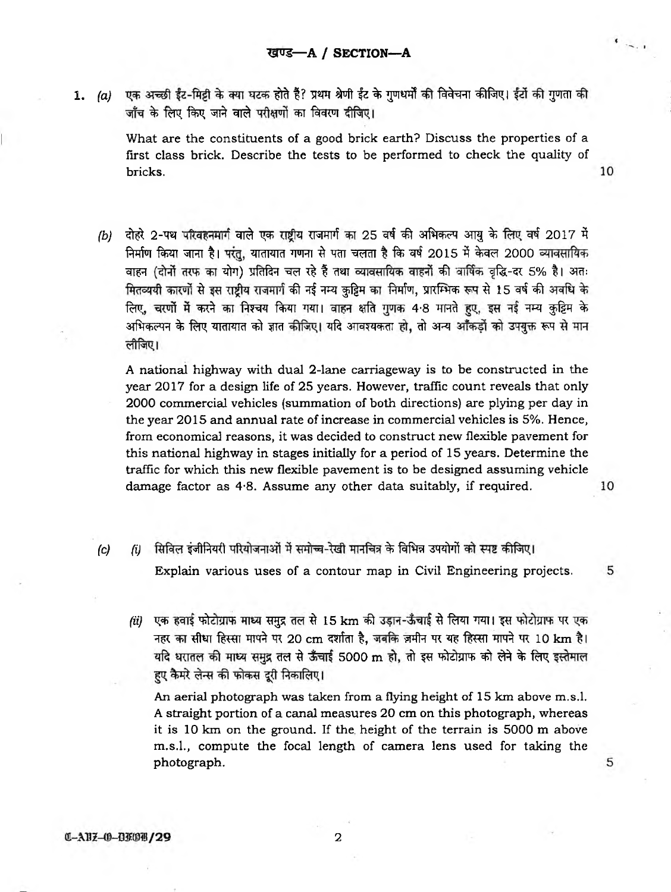## खण्ड—A / SECTION—A

1. (a) एक अच्छी ईंट-मिट्टी के क्या घटक होते हैं? प्रथम श्रेणी ईंट के गुणधर्मों की विवेचना कीजिए। ईंटों की गुणता की जाँच के लिए किए जाने वाले परीक्षणों का विवरण दीजिए।

What are the constituents of a good brick earth? Discuss the properties of a first class brick. Describe the tests to be performed to check the quality of bricks. 10

(b) दोहरे 2-पथ परिवहनमार्ग वाले एक राष्ट्रीय राजमार्ग का 25 वर्ष की अभिकल्प आयु के लिए वर्ष 2017 में निर्माण किया जाना है। परंतु, यातायात गणना से पता चलता है कि वर्ष 2015 में केवल 2000 व्यावसायिक वाहन (दोनों तरफ का योग) प्रतिदिन चल रहे हैं तथा व्यावसायिक वाहनों की वार्षिक वृद्धि-दर 5% है। अतः मितव्ययी कारणों से इस राष्ट्रीय राजमार्ग की नई नम्य कुट्टिम का निर्माण, प्रारम्भिक रूप से 15 वर्ष की अवधि के लिए, चरणों में करने का निश्चय किया गया। वाहन क्षति गुणक 4·8 मानते हुए, इस नई नम्य कुट्टिम के अभिकल्पन के लिए यातायात को ज्ञात कीजिए। यदि आवश्यकता हो, तो अन्य आँकड़ों को उपयुक्त रूप से मान लीजिए।

A national highway with dual 2-lane carriageway is to be constructed in the year 2017 for a design life of 25 years. However, traffic count reveals that only 2000 commercial vehicles (summation of both directions) are plying per day in the year 2015 and annual rate of increase in commercial vehicles is 5%. Hence, from economical reasons, it was decided to construct new flexible pavement for this national highway in stages initially for a period of 15 years. Determine the traffic for which this new flexible pavement is to be designed assuming vehicle damage factor as 4·8. Assume any other data suitably, if required. 10

(c) (i) सिविल इंजीनियरी परियोजनाओं में समोच्च-रेखी मानचित्र के विभिन्न उपयोगों को स्पष्ट कीजिए।

Explain various uses of a contour map in Civil Engineering projects. 5

(ii) एक हवाई फोटोग्राफ माध्य समुद्र तल से 15 km की उड़ान-ऊँचाई से लिया गया। इस फोटोग्राफ पर एक नहर का सीधा हिस्सा मापने पर 20 cm दर्शाता है, जबकि ज़मीन पर यह हिस्सा मापने पर 10 km है। यदि धरातल की माध्य समुद्र तल से ऊँचाई 5000 m हो, तो इस फोटोग्राफ को लेने के लिए इस्तेमाल हुए कैमरे लेन्स की फोकस दूरी निकालिए।

An aerial photograph was taken from a flying height of 15 km above m.s.l. A straight portion of a canal measures 20 cm on this photograph, whereas it is 10 km on the ground. If the height of the terrain is 5000 m above m.s.l., compute the focal length of camera lens used for taking the photograph. 5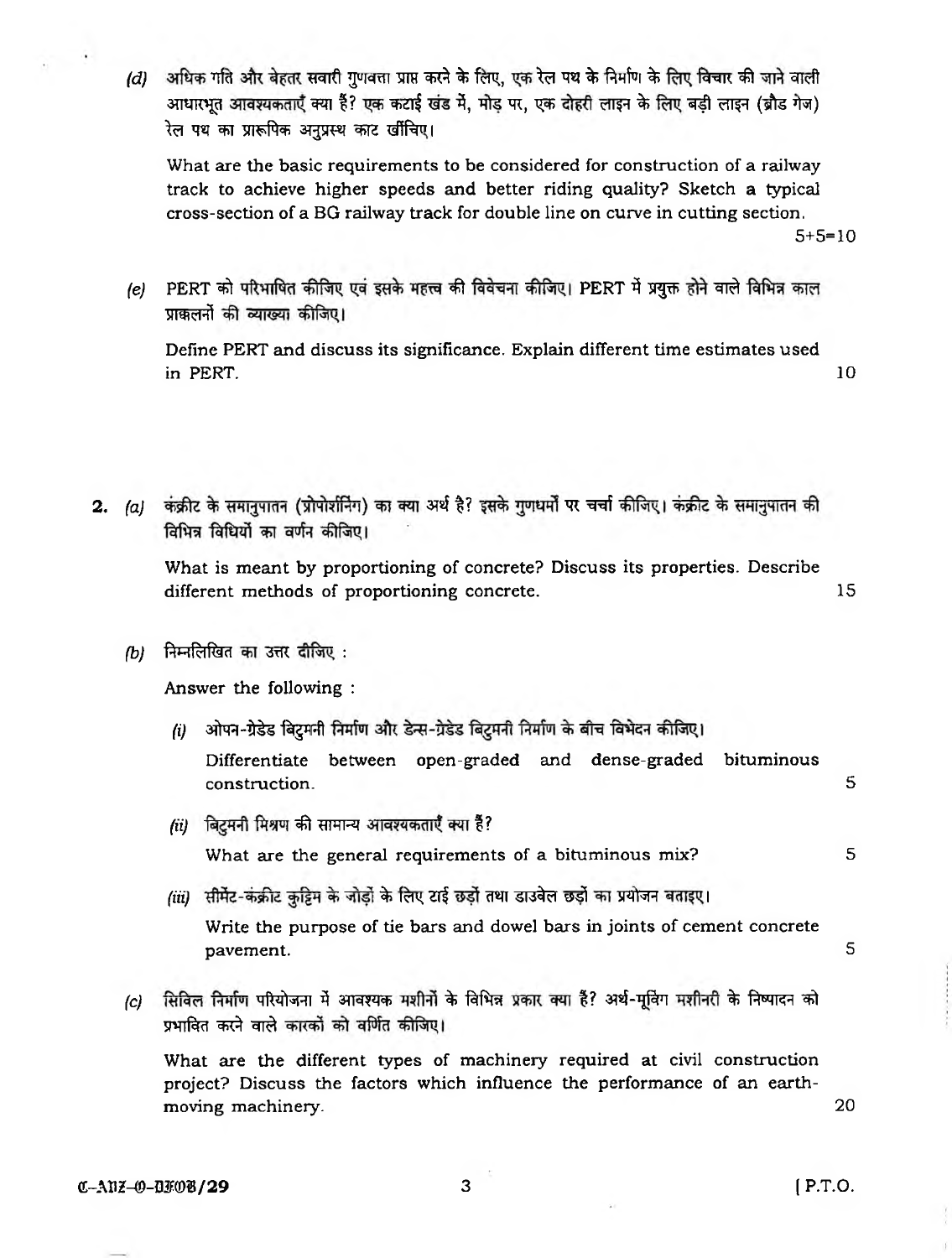*(d)* अधिक गति और बेहतर सवारी गुणवत्ता प्राप्त करने के लिए, एक रेल पथ के निर्माण के लिए विचार की जाने वाली आधारभूत आवश्यकताएँ क्या हैं? एक कटाई खंड में, मोड़ पर, एक दोहरी लाइन के लिए बड़ी लाइन (ब्रौड गेज) रेल पथ का प्रारूपिक अनुप्रस्थ काट खींचिए।

What are the basic requirements to be considered for construction of a railway track to achieve higher speeds and better riding quality? Sketch a typical cross-section of a BG railway track for double line on curve in cutting section. 5+5=10

*(e)* PERT को परिभाषित कीजिए एवं इसके महत्त्व की विवेचना कीजिए। PERT में प्रयुक्त होने वाले विभिन्न काल प्राक्कलनों की व्याख्या कीजिए।

Define PERT and discuss its significance. Explain different time estimates used in PERT. 10

**2.** *(a)* कंक्रीट के समानुपातन (प्रोपोर्शनिंग) का क्या अर्थ है? इसके गुणधर्मों पर चर्चा कीजिए। कंक्रीट के समानुपातन की विभिन्न विधियों का वर्णन कीजिए।

What is meant by proportioning of concrete? Discuss its properties. Describe different methods of proportioning concrete. 15

*(b)* निम्नलिखित का उत्तर दीजिए :

Answer the following :

*(i)* ओपन-ग्रेडेड बिटुमनी निर्माण और डेन्स-ग्रेडेड बिटुमनी निर्माण के बीच विभेदन कीजिए।

Differentiate between open-graded and dense-graded bituminous construction. 5

*(ii)* बिटुमनी मिश्रण की सामान्य आवश्यकताएँ क्या हैं?

What are the general requirements of a bituminous mix? 5

*(iii)* सीमेंट-कंक्रीट कुट्टिम के जोड़ों के लिए टाई छड़ों तथा डाउवेल छड़ों का प्रयोजन बताइए।

Write the purpose of tie bars and dowel bars in joints of cement concrete pavement. 5

*(c)* सिविल निर्माण परियोजना में आवश्यक मशीनों के विभिन्न प्रकार क्या हैं? अर्थ-मूविंग मशीनरी के निष्पादन को प्रभावित करने वाले कारकों को वर्णित कीजिए।

What are the different types of machinery required at civil construction project? Discuss the factors which influence the performance of an earth-moving machinery. 20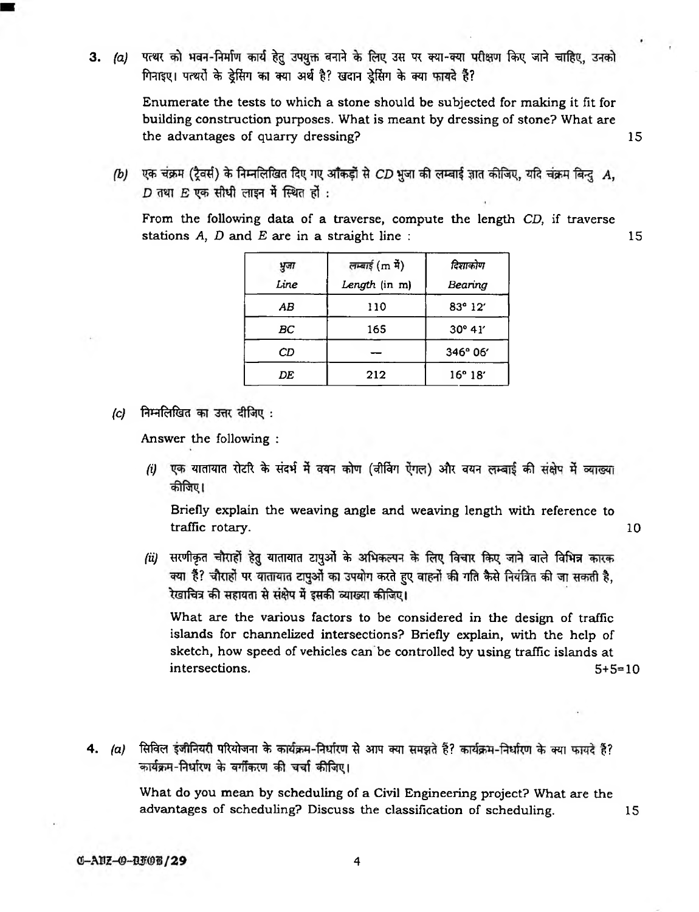**3.** *(a)* पत्थर को भवन-निर्माण कार्य हेतु उपयुक्त बनाने के लिए उस पर क्या-क्या परीक्षण किए जाने चाहिए, उनको गिनाइए। पत्थरों के ड्रेसिंग का क्या अर्थ है? खदान ड्रेसिंग के क्या फायदे हैं?

Enumerate the tests to which a stone should be subjected for making it fit for building construction purposes. What is meant by dressing of stone? What are the advantages of quarry dressing? 15

*(b)* एक चंक्रम (ट्रैवर्स) के निम्नलिखित दिए गए आँकड़ों से *CD* भुजा की लम्बाई ज्ञात कीजिए, यदि चंक्रम बिन्दु *A*, *D* तथा *E* एक सीधी लाइन में स्थित हों :

From the following data of a traverse, compute the length *CD*, if traverse stations *A*, *D* and *E* are in a straight line : 15

| भुजा *Line* | लम्बाई (m में) *Length* (in m) | दिशाकोण *Bearing* |
|---|---|---|
| *AB* | 110 | 83° 12′ |
| *BC* | 165 | 30° 41′ |
| *CD* | — | 346° 06′ |
| *DE* | 212 | 16° 18′ |

*(c)* निम्नलिखित का उत्तर दीजिए :

Answer the following :

*(i)* एक यातायात रोटरि के संदर्भ में वयन कोण (वीविंग ऐंगल) और वयन लम्बाई की संक्षेप में व्याख्या कीजिए।

Briefly explain the weaving angle and weaving length with reference to traffic rotary. 10

*(ii)* सरणीकृत चौराहों हेतु यातायात टापुओं के अभिकल्पन के लिए विचार किए जाने वाले विभिन्न कारक क्या हैं? चौराहों पर यातायात टापुओं का उपयोग करते हुए वाहनों की गति कैसे नियंत्रित की जा सकती है, रेखाचित्र की सहायता से संक्षेप में इसकी व्याख्या कीजिए।

What are the various factors to be considered in the design of traffic islands for channelized intersections? Briefly explain, with the help of sketch, how speed of vehicles can be controlled by using traffic islands at intersections. 5+5=10

**4.** *(a)* सिविल इंजीनियरी परियोजना के कार्यक्रम-निर्धारण से आप क्या समझते हैं? कार्यक्रम-निर्धारण के क्या फायदे हैं? कार्यक्रम-निर्धारण के वर्गीकरण की चर्चा कीजिए।

What do you mean by scheduling of a Civil Engineering project? What are the advantages of scheduling? Discuss the classification of scheduling. 15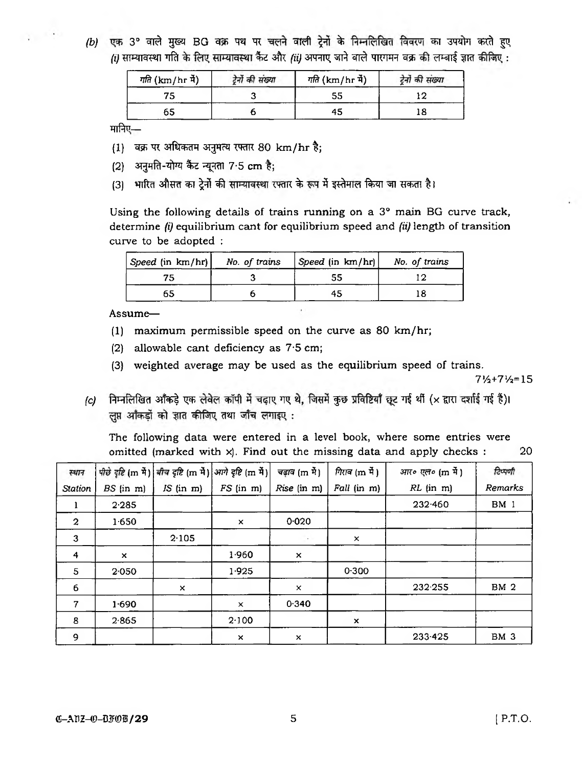(b) एक 3° वाले मुख्य BG वक्र पथ पर चलने वाली ट्रेनों के निम्नलिखित विवरण का उपयोग करते हुए *(i)* साम्यावस्था गति के लिए साम्यावस्था कैंट और *(ii)* अपनाए जाने वाले पारगमन वक्र की लम्बाई ज्ञात कीजिए :

| गति (km/hr में) | ट्रेनों की संख्या | गति (km/hr में) | ट्रेनों की संख्या |
|---|---|---|---|
| 75 | 3 | 55 | 12 |
| 65 | 6 | 45 | 18 |

मानिए—

(1) वक्र पर अधिकतम अनुमत्य रफ्तार 80 km/hr है;

(2) अनुमति-योग्य कैंट न्यूनता 7·5 cm है;

(3) भारित औसत का ट्रेनों की साम्यावस्था रफ्तार के रूप में इस्तेमाल किया जा सकता है।

Using the following details of trains running on a 3° main BG curve track, determine *(i)* equilibrium cant for equilibrium speed and *(ii)* length of transition curve to be adopted :

| *Speed* (in km/hr) | *No. of trains* | *Speed* (in km/hr) | *No. of trains* |
|---|---|---|---|
| 75 | 3 | 55 | 12 |
| 65 | 6 | 45 | 18 |

Assume—

(1) maximum permissible speed on the curve as 80 km/hr;

(2) allowable cant deficiency as 7·5 cm;

(3) weighted average may be used as the equilibrium speed of trains.

7½+7½=15

(c) निम्नलिखित आँकड़े एक लेवेल कॉपी में चढ़ाए गए थे, जिसमें कुछ प्रविष्टियाँ छूट गई थीं (× द्वारा दर्शाई गई हैं)। लुप्त आँकड़ों को ज्ञात कीजिए तथा जाँच लगाइए :

The following data were entered in a level book, where some entries were omitted (marked with ×). Find out the missing data and apply checks : 20

| स्थान *Station* | पीछे दृष्टि (m में) *BS* (in m) | बीच दृष्टि (m में) *IS* (in m) | आगे दृष्टि (m में) *FS* (in m) | चढ़ाव (m में) *Rise* (in m) | गिराव (m में) *Fall* (in m) | आर० एल० (m में) *RL* (in m) | टिप्पणी *Remarks* |
|---|---|---|---|---|---|---|---|
| 1 | 2·285 | | | | | 232·460 | BM 1 |
| 2 | 1·650 | | × | 0·020 | | | |
| 3 | | 2·105 | | | × | | |
| 4 | × | | 1·960 | × | | | |
| 5 | 2·050 | | 1·925 | | 0·300 | | |
| 6 | | × | | × | | 232·255 | BM 2 |
| 7 | 1·690 | | × | 0·340 | | | |
| 8 | 2·865 | | 2·100 | | × | | |
| 9 | | | × | × | | 233·425 | BM 3 |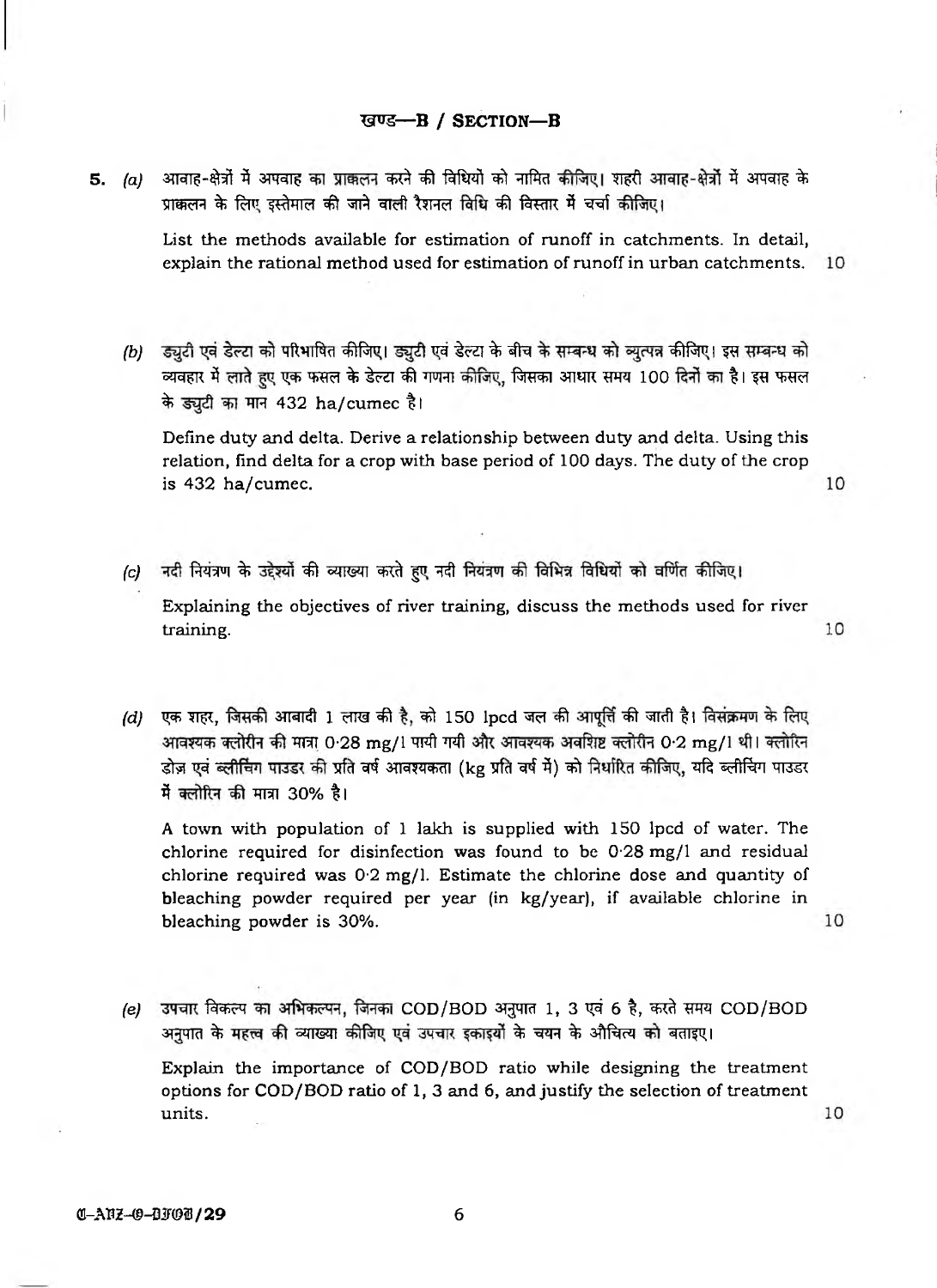## खण्ड—B / SECTION—B

**5.** *(a)* आवाह-क्षेत्रों में अपवाह का प्राक्कलन करने की विधियों को नामित कीजिए। शहरी आवाह-क्षेत्रों में अपवाह के प्राक्कलन के लिए इस्तेमाल की जाने वाली रैशनल विधि की विस्तार में चर्चा कीजिए।

List the methods available for estimation of runoff in catchments. In detail, explain the rational method used for estimation of runoff in urban catchments. 10

*(b)* ड्युटी एवं डेल्टा को परिभाषित कीजिए। ड्युटी एवं डेल्टा के बीच के सम्बन्ध को व्युत्पन्न कीजिए। इस सम्बन्ध को व्यवहार में लाते हुए एक फसल के डेल्टा की गणना कीजिए, जिसका आधार समय 100 दिनों का है। इस फसल के ड्युटी का मान 432 ha/cumec है।

Define duty and delta. Derive a relationship between duty and delta. Using this relation, find delta for a crop with base period of 100 days. The duty of the crop is 432 ha/cumec. 10

*(c)* नदी नियंत्रण के उद्देश्यों की व्याख्या करते हुए नदी नियंत्रण की विभिन्न विधियों को वर्णित कीजिए।

Explaining the objectives of river training, discuss the methods used for river training. 10

*(d)* एक शहर, जिसकी आबादी 1 लाख की है, को 150 lpcd जल की आपूर्ति की जाती है। विसंक्रमण के लिए आवश्यक क्लोरीन की मात्रा 0·28 mg/l पायी गयी और आवश्यक अवशिष्ट क्लोरीन 0·2 mg/l थी। क्लोरिन डोज़ एवं ब्लीचिंग पाउडर की प्रति वर्ष आवश्यकता (kg प्रति वर्ष में) को निर्धारित कीजिए, यदि ब्लीचिंग पाउडर में क्लोरिन की मात्रा 30% है।

A town with population of 1 lakh is supplied with 150 lpcd of water. The chlorine required for disinfection was found to be 0·28 mg/l and residual chlorine required was 0·2 mg/l. Estimate the chlorine dose and quantity of bleaching powder required per year (in kg/year), if available chlorine in bleaching powder is 30%. 10

*(e)* उपचार विकल्प का अभिकल्पन, जिनका COD/BOD अनुपात 1, 3 एवं 6 है, करते समय COD/BOD अनुपात के महत्त्व की व्याख्या कीजिए एवं उपचार इकाइयों के चयन के औचित्य को बताइए।

Explain the importance of COD/BOD ratio while designing the treatment options for COD/BOD ratio of 1, 3 and 6, and justify the selection of treatment units. 10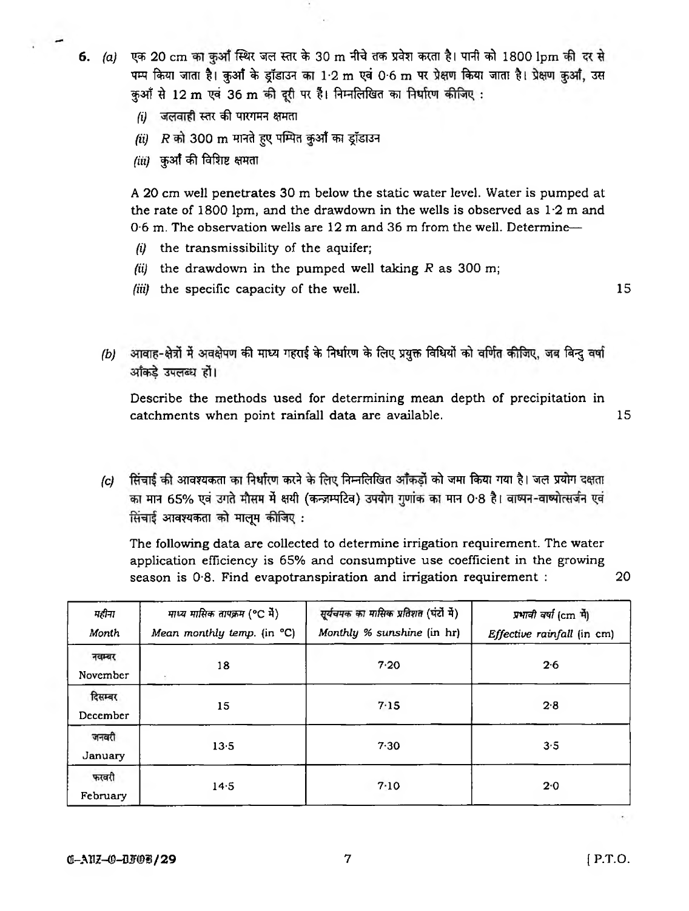6. *(a)* एक 20 cm का कुआँ स्थिर जल स्तर के 30 m नीचे तक प्रवेश करता है। पानी को 1800 lpm की दर से पम्प किया जाता है। कुआँ के ड्रॉडाउन का 1·2 m एवं 0·6 m पर प्रेक्षण किया जाता है। प्रेक्षण कुआँ, उस कुआँ से 12 m एवं 36 m की दूरी पर हैं। निम्नलिखित का निर्धारण कीजिए :

*(i)* जलवाही स्तर की पारगमन क्षमता

*(ii)* $R$ को 300 m मानते हुए पम्पित कुआँ का ड्रॉडाउन

*(iii)* कुआँ की विशिष्ट क्षमता

A 20 cm well penetrates 30 m below the static water level. Water is pumped at the rate of 1800 lpm, and the drawdown in the wells is observed as 1·2 m and 0·6 m. The observation wells are 12 m and 36 m from the well. Determine—

*(i)* the transmissibility of the aquifer;

*(ii)* the drawdown in the pumped well taking $R$ as 300 m;

*(iii)* the specific capacity of the well. 15

*(b)* आवाह-क्षेत्रों में अवक्षेपण की माध्य गहराई के निर्धारण के लिए प्रयुक्त विधियों को वर्णित कीजिए, जब बिन्दु वर्षा आँकड़े उपलब्ध हों।

Describe the methods used for determining mean depth of precipitation in catchments when point rainfall data are available. 15

*(c)* सिंचाई की आवश्यकता का निर्धारण करने के लिए निम्नलिखित आँकड़ों को जमा किया गया है। जल प्रयोग दक्षता का मान 65% एवं उगते मौसम में क्षयी (कन्ज़म्पटिव) उपयोग गुणांक का मान 0·8 है। वाष्पन-वाष्पोत्सर्जन एवं सिंचाई आवश्यकता को मालूम कीजिए :

The following data are collected to determine irrigation requirement. The water application efficiency is 65% and consumptive use coefficient in the growing season is 0·8. Find evapotranspiration and irrigation requirement : 20

| महीना<br>*Month* | माध्य मासिक तापक्रम (°C में)<br>*Mean monthly temp.* (in °C) | सूर्यचमक का मासिक प्रतिशत (घंटों में)<br>*Monthly % sunshine* (in hr) | प्रभावी वर्षा (cm में)<br>*Effective rainfall* (in cm) |
|---|---|---|---|
| नवम्बर<br>November | 18 | 7·20 | 2·6 |
| दिसम्बर<br>December | 15 | 7·15 | 2·8 |
| जनवरी<br>January | 13·5 | 7·30 | 3·5 |
| फरवरी<br>February | 14·5 | 7·10 | 2·0 |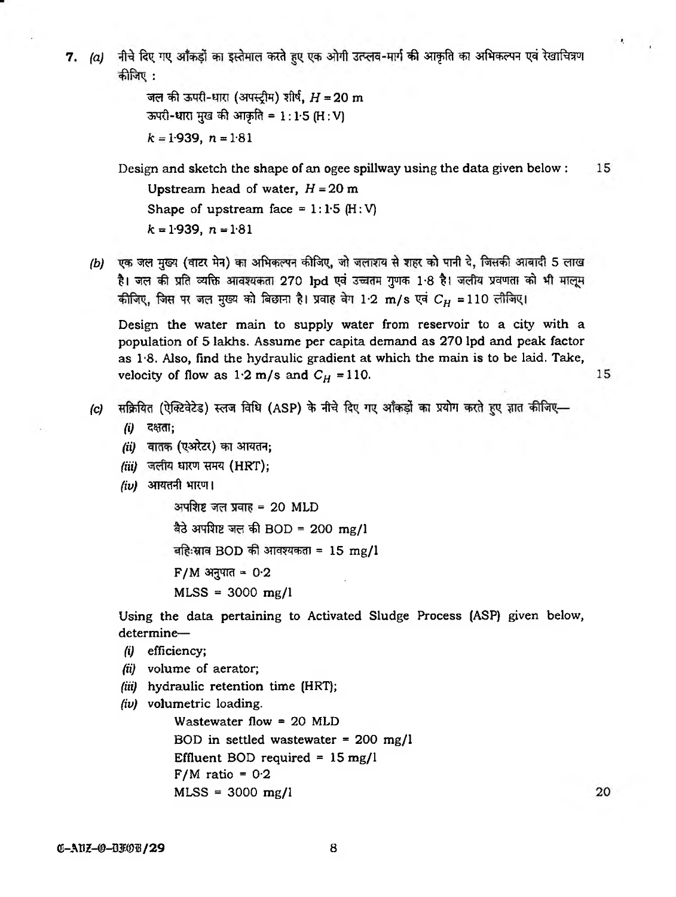**7.** *(a)* नीचे दिए गए आँकड़ों का इस्तेमाल करते हुए एक ओगी उत्प्लव-मार्ग की आकृति का अभिकल्पन एवं रेखाचित्रण कीजिए :

> जल की ऊपरी-धारा (अपस्ट्रीम) शीर्ष, $H = 20$ m
>
> ऊपरी-धारा मुख की आकृति = 1 : 1·5 (H : V)
>
> $k = 1{\cdot}939$, $n = 1{\cdot}81$

Design and sketch the shape of an ogee spillway using the data given below : **15**

> Upstream head of water, $H = 20$ m
>
> Shape of upstream face = 1 : 1·5 (H : V)
>
> $k = 1{\cdot}939$, $n = 1{\cdot}81$

*(b)* एक जल मुख्य (वाटर मेन) का अभिकल्पन कीजिए, जो जलाशय से शहर को पानी दे, जिसकी आबादी 5 लाख है। जल की प्रति व्यक्ति आवश्यकता 270 lpd एवं उच्चतम गुणक 1·8 है। जलीय प्रवणता को भी मालूम कीजिए, जिस पर जल मुख्य को बिछाना है। प्रवाह वेग 1·2 m/s एवं $C_H = 110$ लीजिए।

Design the water main to supply water from reservoir to a city with a population of 5 lakhs. Assume per capita demand as 270 lpd and peak factor as 1·8. Also, find the hydraulic gradient at which the main is to be laid. Take, velocity of flow as 1·2 m/s and $C_H = 110$. **15**

*(c)* सक्रियित (ऐक्टिवेटेड) स्लज विधि (ASP) के नीचे दिए गए आँकड़ों का प्रयोग करते हुए ज्ञात कीजिए—

- *(i)* दक्षता;
- *(ii)* वातक (एअरेटर) का आयतन;
- *(iii)* जलीय धारण समय (HRT);
- *(iv)* आयतनी भारण।

> अपशिष्ट जल प्रवाह = 20 MLD
>
> बैठे अपशिष्ट जल की BOD = 200 mg/l
>
> बहिःस्राव BOD की आवश्यकता = 15 mg/l
>
> F/M अनुपात = 0·2
>
> MLSS = 3000 mg/l

Using the data pertaining to Activated Sludge Process (ASP) given below, determine—

- *(i)* efficiency;
- *(ii)* volume of aerator;
- *(iii)* hydraulic retention time (HRT);
- *(iv)* volumetric loading.

> Wastewater flow = 20 MLD
>
> BOD in settled wastewater = 200 mg/l
>
> Effluent BOD required = 15 mg/l
>
> F/M ratio = 0·2
>
> MLSS = 3000 mg/l

**20**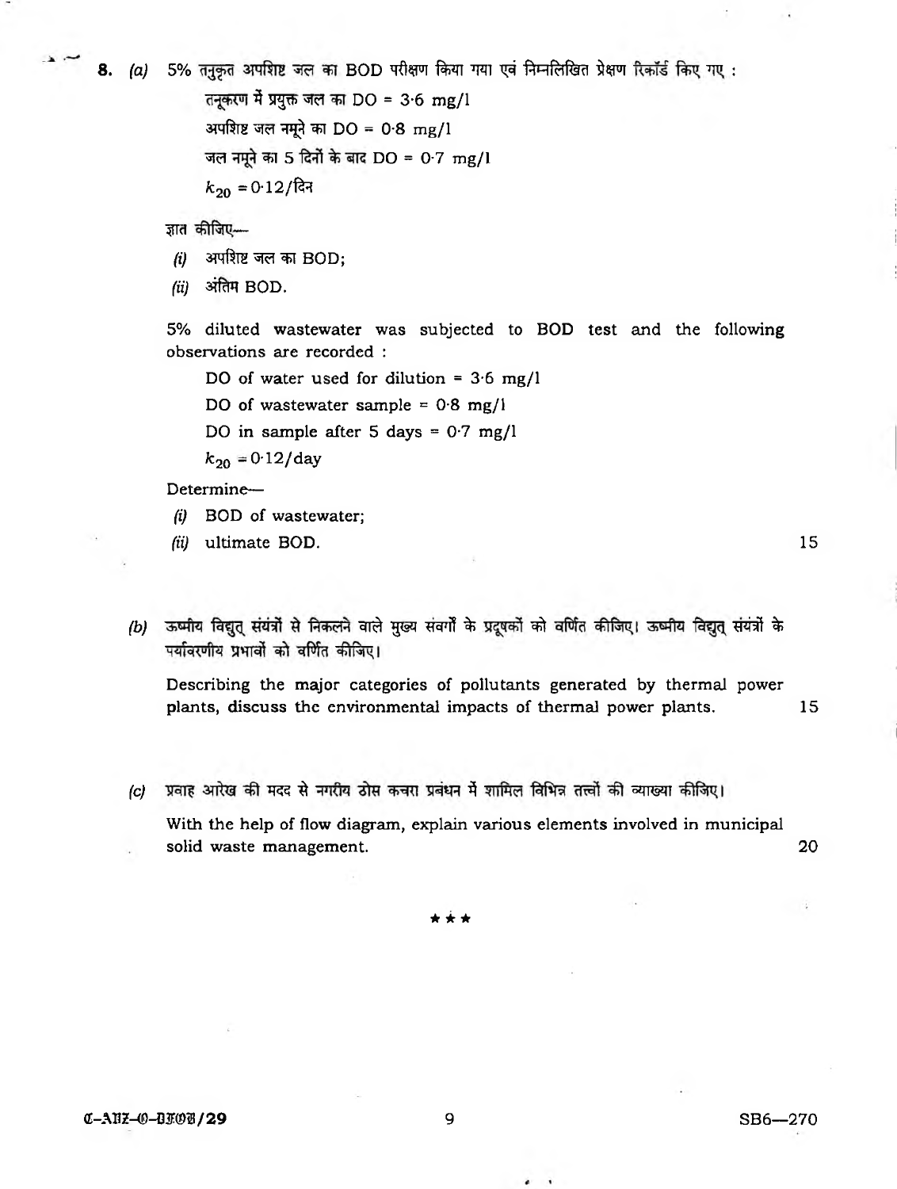**8.** *(a)* 5% तनुकृत अपशिष्ट जल का BOD परीक्षण किया गया एवं निम्नलिखित प्रेक्षण रिकॉर्ड किए गए :

तनूकरण में प्रयुक्त जल का DO = 3·6 mg/l

अपशिष्ट जल नमूने का DO = 0·8 mg/l

जल नमूने का 5 दिनों के बाद DO = 0·7 mg/l

$k_{20} = 0{\cdot}12$/दिन

ज्ञात कीजिए—

*(i)* अपशिष्ट जल का BOD;

*(ii)* अंतिम BOD.

5% diluted wastewater was subjected to BOD test and the following observations are recorded :

DO of water used for dilution = 3·6 mg/l

DO of wastewater sample = 0·8 mg/l

DO in sample after 5 days = 0·7 mg/l

$k_{20} = 0{\cdot}12/\text{day}$

Determine—

*(i)* BOD of wastewater;

*(ii)* ultimate BOD. 15

*(b)* ऊष्मीय विद्युत् संयंत्रों से निकलने वाले मुख्य संवर्गों के प्रदूषकों को वर्णित कीजिए। ऊष्मीय विद्युत् संयंत्रों के पर्यावरणीय प्रभावों को वर्णित कीजिए।

Describing the major categories of pollutants generated by thermal power plants, discuss the environmental impacts of thermal power plants. 15

*(c)* प्रवाह आरेख की मदद से नगरीय ठोस कचरा प्रबंधन में शामिल विभिन्न तत्त्वों की व्याख्या कीजिए।

With the help of flow diagram, explain various elements involved in municipal solid waste management. 20

★ ★ ★